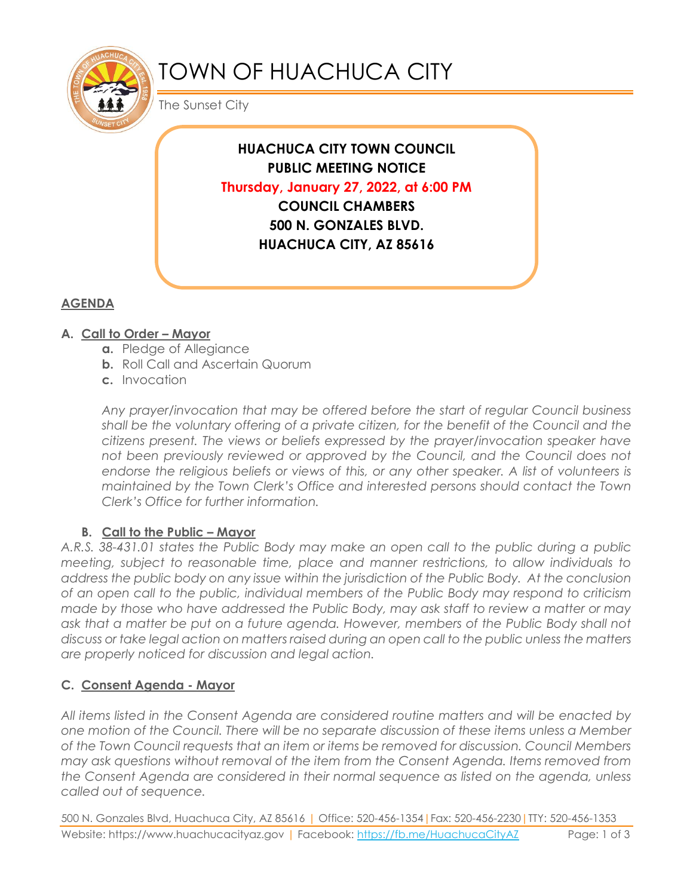# TOWN OF HUACHUCA CITY

The Sunset City

**HUACHUCA CITY TOWN COUNCIL**
**PUBLIC MEETING NOTICE**
**Thursday, January 27, 2022, at 6:00 PM**
**COUNCIL CHAMBERS**
**500 N. GONZALES BLVD.**
**HUACHUCA CITY, AZ 85616**

## AGENDA

### A. Call to Order – Mayor

- **a.** Pledge of Allegiance
- **b.** Roll Call and Ascertain Quorum
- **c.** Invocation

*Any prayer/invocation that may be offered before the start of regular Council business shall be the voluntary offering of a private citizen, for the benefit of the Council and the citizens present. The views or beliefs expressed by the prayer/invocation speaker have not been previously reviewed or approved by the Council, and the Council does not endorse the religious beliefs or views of this, or any other speaker. A list of volunteers is maintained by the Town Clerk's Office and interested persons should contact the Town Clerk's Office for further information.*

### B. Call to the Public – Mayor

*A.R.S. 38-431.01 states the Public Body may make an open call to the public during a public meeting, subject to reasonable time, place and manner restrictions, to allow individuals to address the public body on any issue within the jurisdiction of the Public Body. At the conclusion of an open call to the public, individual members of the Public Body may respond to criticism made by those who have addressed the Public Body, may ask staff to review a matter or may ask that a matter be put on a future agenda. However, members of the Public Body shall not discuss or take legal action on matters raised during an open call to the public unless the matters are properly noticed for discussion and legal action.*

### C. Consent Agenda - Mayor

*All items listed in the Consent Agenda are considered routine matters and will be enacted by one motion of the Council. There will be no separate discussion of these items unless a Member of the Town Council requests that an item or items be removed for discussion. Council Members may ask questions without removal of the item from the Consent Agenda. Items removed from the Consent Agenda are considered in their normal sequence as listed on the agenda, unless called out of sequence.*

500 N. Gonzales Blvd, Huachuca City, AZ 85616 | Office: 520-456-1354 | Fax: 520-456-2230 | TTY: 520-456-1353
Website: https://www.huachucacityaz.gov | Facebook: https://fb.me/HuachucaCityAZ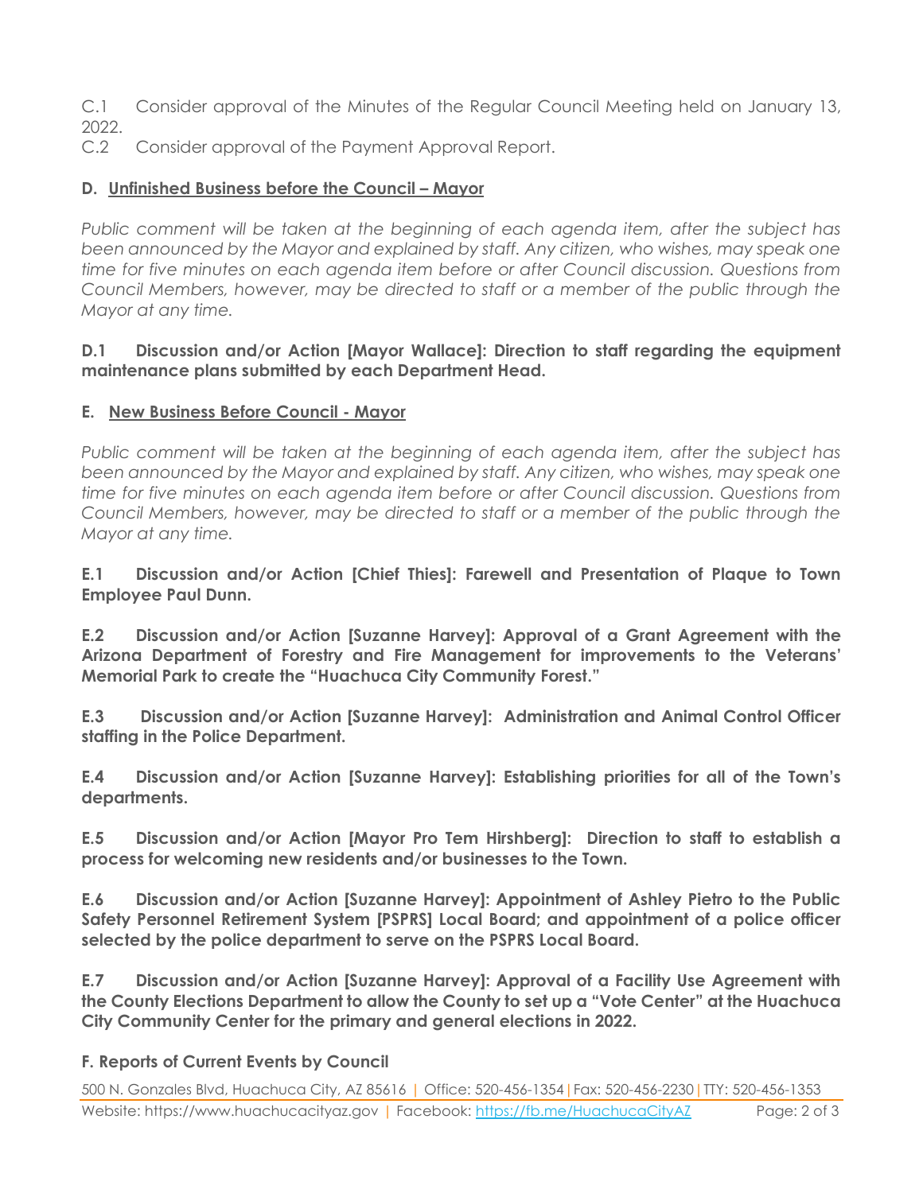C.1 Consider approval of the Minutes of the Regular Council Meeting held on January 13, 2022.

C.2 Consider approval of the Payment Approval Report.

**D. Unfinished Business before the Council – Mayor**

*Public comment will be taken at the beginning of each agenda item, after the subject has been announced by the Mayor and explained by staff. Any citizen, who wishes, may speak one time for five minutes on each agenda item before or after Council discussion. Questions from Council Members, however, may be directed to staff or a member of the public through the Mayor at any time.*

**D.1 Discussion and/or Action [Mayor Wallace]: Direction to staff regarding the equipment maintenance plans submitted by each Department Head.**

**E. New Business Before Council - Mayor**

*Public comment will be taken at the beginning of each agenda item, after the subject has been announced by the Mayor and explained by staff. Any citizen, who wishes, may speak one time for five minutes on each agenda item before or after Council discussion. Questions from Council Members, however, may be directed to staff or a member of the public through the Mayor at any time.*

**E.1 Discussion and/or Action [Chief Thies]: Farewell and Presentation of Plaque to Town Employee Paul Dunn.**

**E.2 Discussion and/or Action [Suzanne Harvey]: Approval of a Grant Agreement with the Arizona Department of Forestry and Fire Management for improvements to the Veterans' Memorial Park to create the "Huachuca City Community Forest."**

**E.3 Discussion and/or Action [Suzanne Harvey]: Administration and Animal Control Officer staffing in the Police Department.**

**E.4 Discussion and/or Action [Suzanne Harvey]: Establishing priorities for all of the Town's departments.**

**E.5 Discussion and/or Action [Mayor Pro Tem Hirshberg]: Direction to staff to establish a process for welcoming new residents and/or businesses to the Town.**

**E.6 Discussion and/or Action [Suzanne Harvey]: Appointment of Ashley Pietro to the Public Safety Personnel Retirement System [PSPRS] Local Board; and appointment of a police officer selected by the police department to serve on the PSPRS Local Board.**

**E.7 Discussion and/or Action [Suzanne Harvey]: Approval of a Facility Use Agreement with the County Elections Department to allow the County to set up a "Vote Center" at the Huachuca City Community Center for the primary and general elections in 2022.**

**F. Reports of Current Events by Council**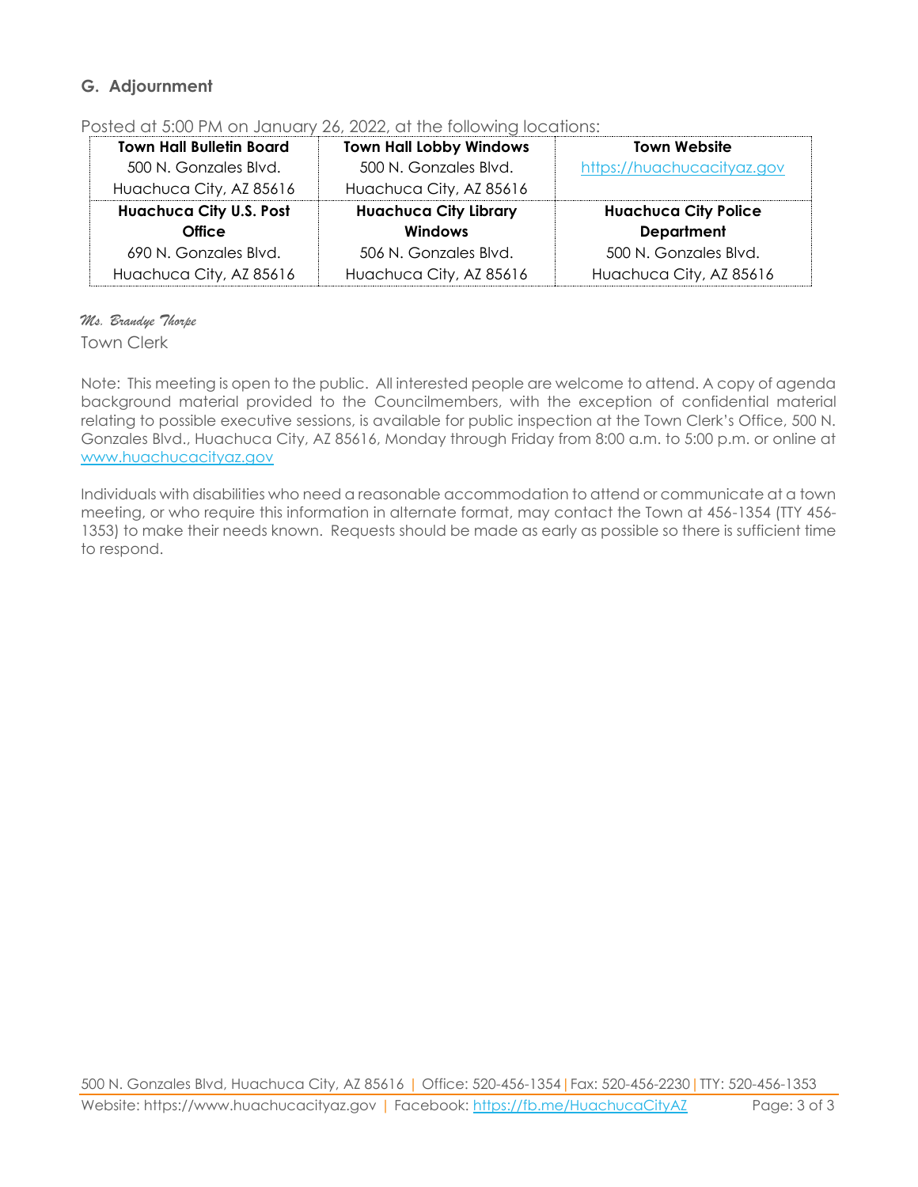## G. Adjournment

Posted at 5:00 PM on January 26, 2022, at the following locations:

| | | |
|---|---|---|
| **Town Hall Bulletin Board**<br>500 N. Gonzales Blvd.<br>Huachuca City, AZ 85616 | **Town Hall Lobby Windows**<br>500 N. Gonzales Blvd.<br>Huachuca City, AZ 85616 | **Town Website**<br>https://huachucacityaz.gov |
| **Huachuca City U.S. Post Office**<br>690 N. Gonzales Blvd.<br>Huachuca City, AZ 85616 | **Huachuca City Library Windows**<br>506 N. Gonzales Blvd.<br>Huachuca City, AZ 85616 | **Huachuca City Police Department**<br>500 N. Gonzales Blvd.<br>Huachuca City, AZ 85616 |

*Ms. Brandye Thorpe*
Town Clerk

Note: This meeting is open to the public. All interested people are welcome to attend. A copy of agenda background material provided to the Councilmembers, with the exception of confidential material relating to possible executive sessions, is available for public inspection at the Town Clerk's Office, 500 N. Gonzales Blvd., Huachuca City, AZ 85616, Monday through Friday from 8:00 a.m. to 5:00 p.m. or online at www.huachucacityaz.gov

Individuals with disabilities who need a reasonable accommodation to attend or communicate at a town meeting, or who require this information in alternate format, may contact the Town at 456-1354 (TTY 456-1353) to make their needs known. Requests should be made as early as possible so there is sufficient time to respond.